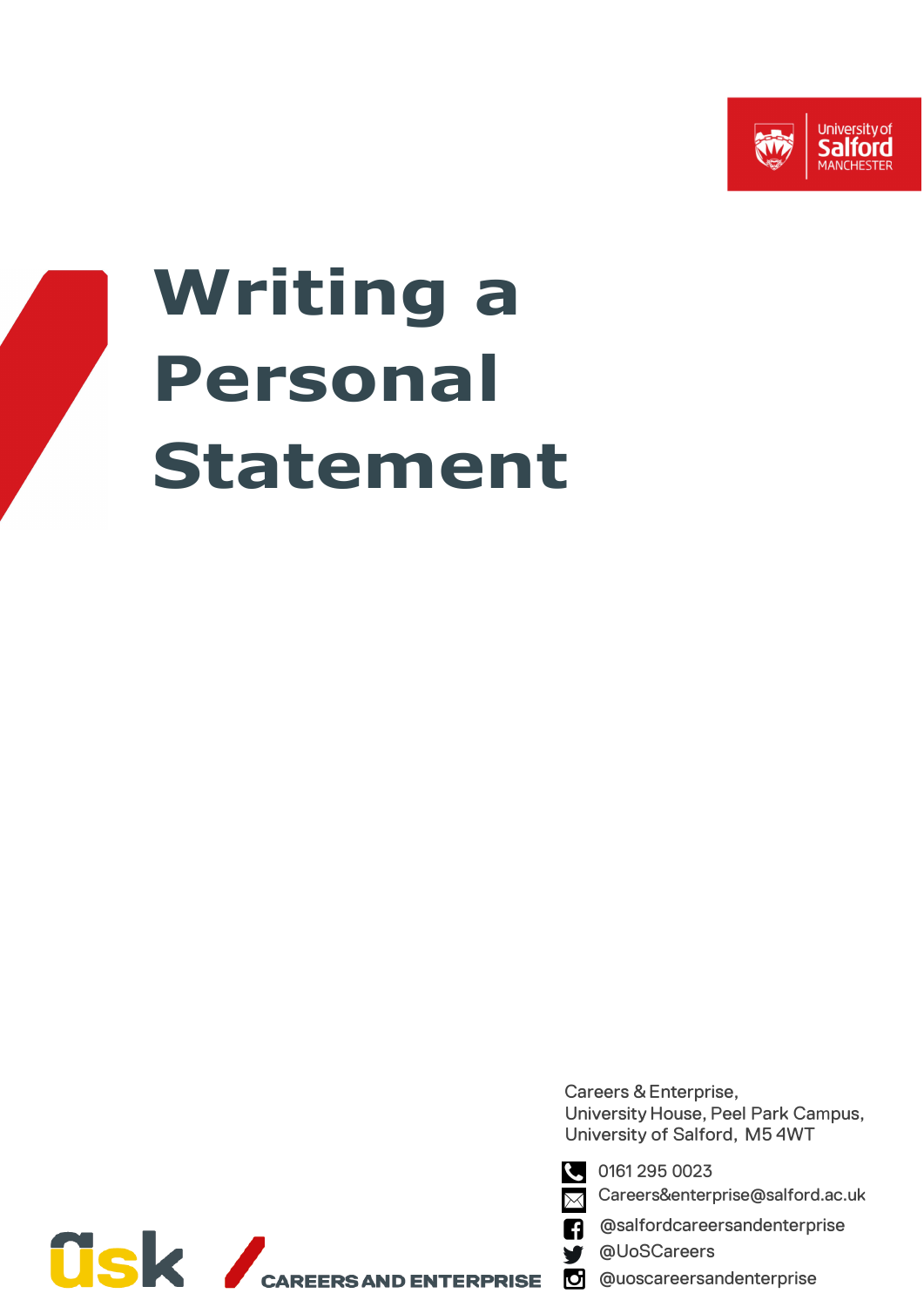University of Salford MANCHESTER

# Writing a Personal Statement

Careers & Enterprise,
University House, Peel Park Campus,
University of Salford, M5 4WT

0161 295 0023
Careers&enterprise@salford.ac.uk
@salfordcareersandenterprise
@UoSCareers
@uoscareersandenterprise

ask CAREERS AND ENTERPRISE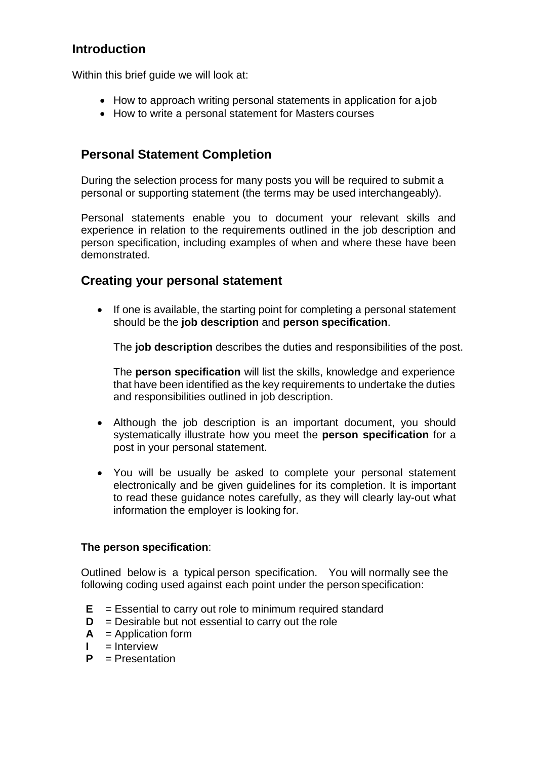## Introduction

Within this brief guide we will look at:

- How to approach writing personal statements in application for a job
- How to write a personal statement for Masters courses

## Personal Statement Completion

During the selection process for many posts you will be required to submit a personal or supporting statement (the terms may be used interchangeably).

Personal statements enable you to document your relevant skills and experience in relation to the requirements outlined in the job description and person specification, including examples of when and where these have been demonstrated.

## Creating your personal statement

- If one is available, the starting point for completing a personal statement should be the **job description** and **person specification**.

  The **job description** describes the duties and responsibilities of the post.

  The **person specification** will list the skills, knowledge and experience that have been identified as the key requirements to undertake the duties and responsibilities outlined in job description.

- Although the job description is an important document, you should systematically illustrate how you meet the **person specification** for a post in your personal statement.

- You will be usually be asked to complete your personal statement electronically and be given guidelines for its completion. It is important to read these guidance notes carefully, as they will clearly lay-out what information the employer is looking for.

**The person specification**:

Outlined below is a typical person specification. You will normally see the following coding used against each point under the person specification:

**E** = Essential to carry out role to minimum required standard
**D** = Desirable but not essential to carry out the role
**A** = Application form
**I** = Interview
**P** = Presentation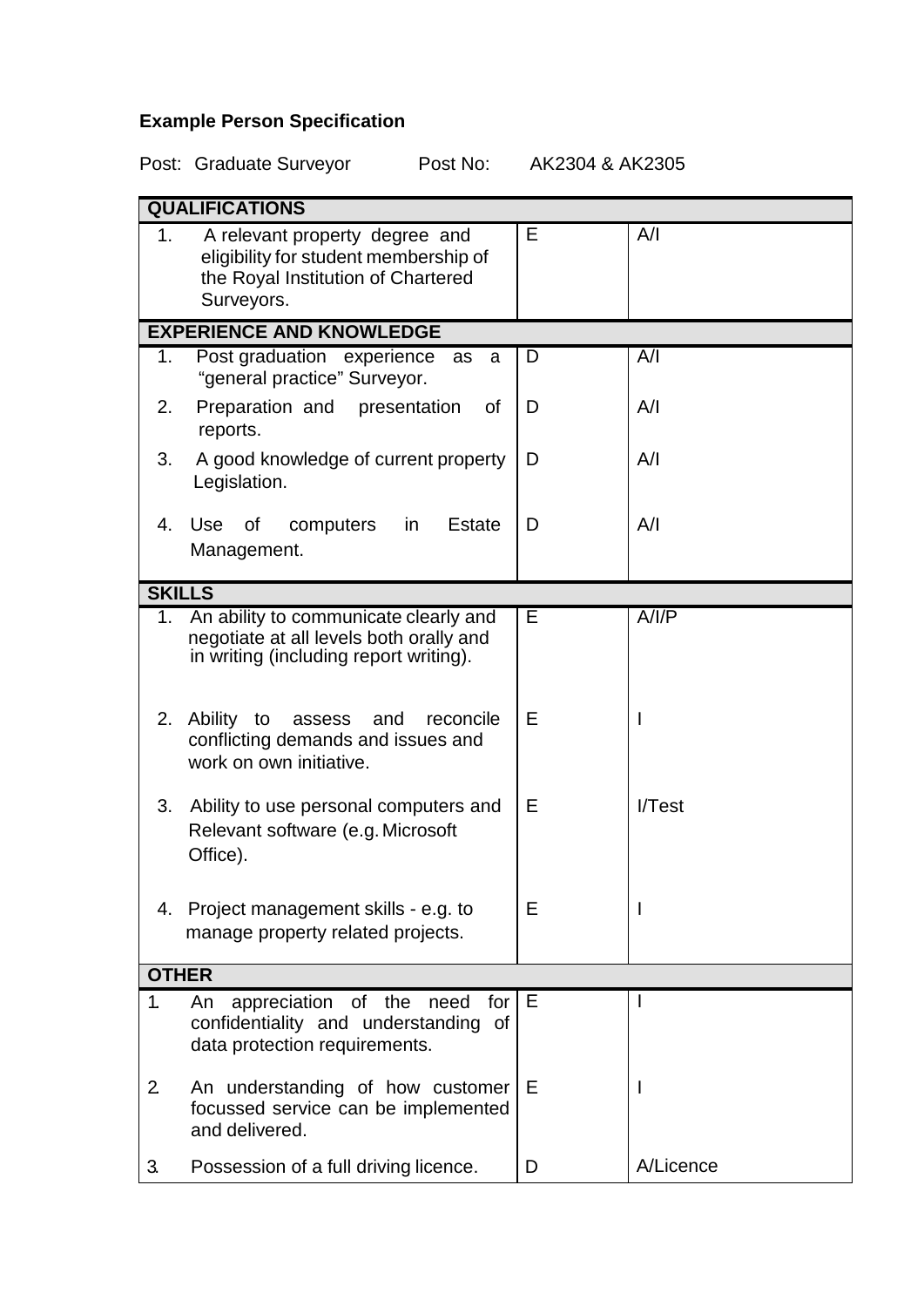**Example Person Specification**

Post: Graduate Surveyor Post No: AK2304 & AK2305

| | | |
|---|---|---|
| **QUALIFICATIONS** | | |
| 1. A relevant property degree and eligibility for student membership of the Royal Institution of Chartered Surveyors. | E | A/I |
| **EXPERIENCE AND KNOWLEDGE** | | |
| 1. Post graduation experience as a "general practice" Surveyor. | D | A/I |
| 2. Preparation and presentation of reports. | D | A/I |
| 3. A good knowledge of current property Legislation. | D | A/I |
| 4. Use of computers in Estate Management. | D | A/I |
| **SKILLS** | | |
| 1. An ability to communicate clearly and negotiate at all levels both orally and in writing (including report writing). | E | A/I/P |
| 2. Ability to assess and reconcile conflicting demands and issues and work on own initiative. | E | I |
| 3. Ability to use personal computers and Relevant software (e.g. Microsoft Office). | E | I/Test |
| 4. Project management skills - e.g. to manage property related projects. | E | I |
| **OTHER** | | |
| 1. An appreciation of the need for confidentiality and understanding of data protection requirements. | E | I |
| 2. An understanding of how customer focussed service can be implemented and delivered. | E | I |
| 3. Possession of a full driving licence. | D | A/Licence |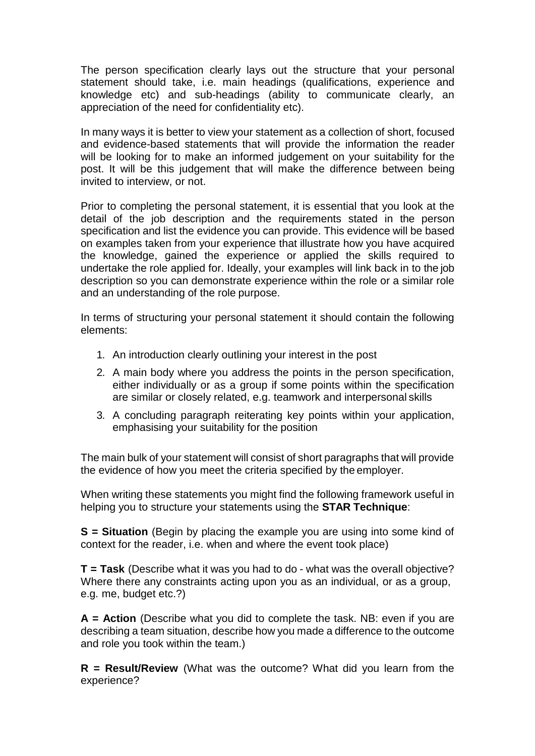The person specification clearly lays out the structure that your personal statement should take, i.e. main headings (qualifications, experience and knowledge etc) and sub-headings (ability to communicate clearly, an appreciation of the need for confidentiality etc).

In many ways it is better to view your statement as a collection of short, focused and evidence-based statements that will provide the information the reader will be looking for to make an informed judgement on your suitability for the post. It will be this judgement that will make the difference between being invited to interview, or not.

Prior to completing the personal statement, it is essential that you look at the detail of the job description and the requirements stated in the person specification and list the evidence you can provide. This evidence will be based on examples taken from your experience that illustrate how you have acquired the knowledge, gained the experience or applied the skills required to undertake the role applied for. Ideally, your examples will link back in to the job description so you can demonstrate experience within the role or a similar role and an understanding of the role purpose.

In terms of structuring your personal statement it should contain the following elements:

1. An introduction clearly outlining your interest in the post
2. A main body where you address the points in the person specification, either individually or as a group if some points within the specification are similar or closely related, e.g. teamwork and interpersonal skills
3. A concluding paragraph reiterating key points within your application, emphasising your suitability for the position

The main bulk of your statement will consist of short paragraphs that will provide the evidence of how you meet the criteria specified by the employer.

When writing these statements you might find the following framework useful in helping you to structure your statements using the **STAR Technique**:

**S = Situation** (Begin by placing the example you are using into some kind of context for the reader, i.e. when and where the event took place)

**T = Task** (Describe what it was you had to do - what was the overall objective? Where there any constraints acting upon you as an individual, or as a group, e.g. me, budget etc.?)

**A = Action** (Describe what you did to complete the task. NB: even if you are describing a team situation, describe how you made a difference to the outcome and role you took within the team.)

**R = Result/Review** (What was the outcome? What did you learn from the experience?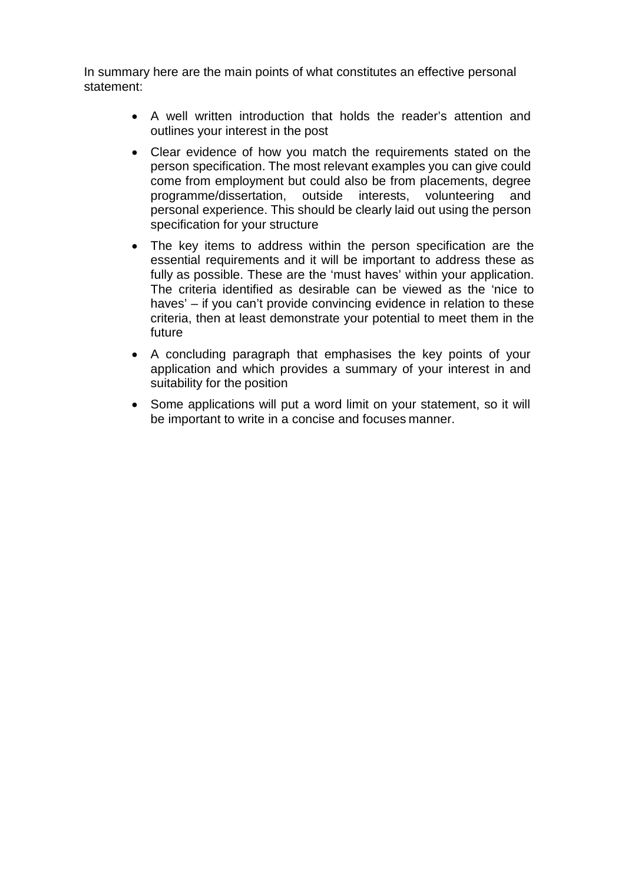In summary here are the main points of what constitutes an effective personal statement:

- A well written introduction that holds the reader's attention and outlines your interest in the post
- Clear evidence of how you match the requirements stated on the person specification. The most relevant examples you can give could come from employment but could also be from placements, degree programme/dissertation, outside interests, volunteering and personal experience. This should be clearly laid out using the person specification for your structure
- The key items to address within the person specification are the essential requirements and it will be important to address these as fully as possible. These are the 'must haves' within your application. The criteria identified as desirable can be viewed as the 'nice to haves' – if you can't provide convincing evidence in relation to these criteria, then at least demonstrate your potential to meet them in the future
- A concluding paragraph that emphasises the key points of your application and which provides a summary of your interest in and suitability for the position
- Some applications will put a word limit on your statement, so it will be important to write in a concise and focuses manner.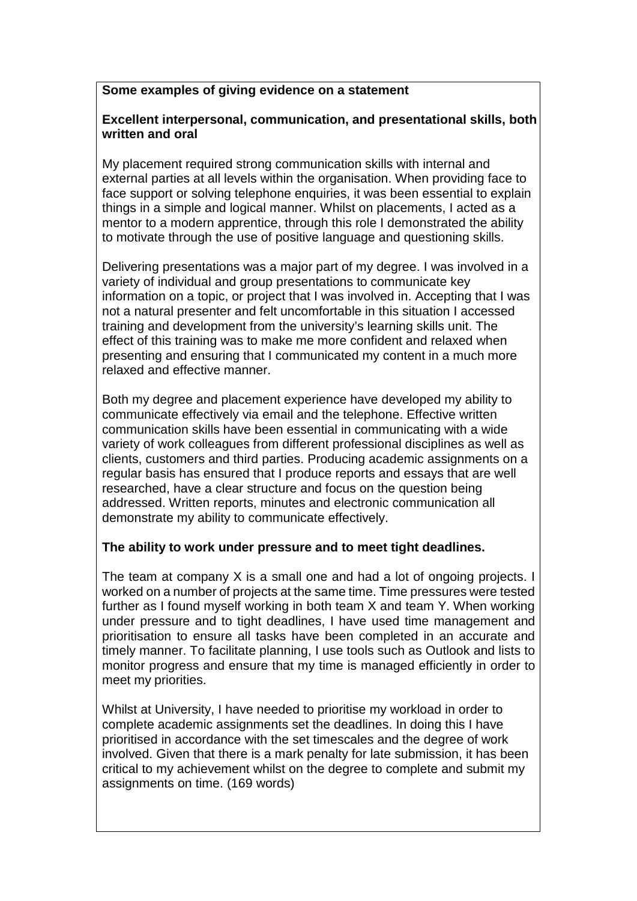**Some examples of giving evidence on a statement**

**Excellent interpersonal, communication, and presentational skills, both written and oral**

My placement required strong communication skills with internal and external parties at all levels within the organisation. When providing face to face support or solving telephone enquiries, it was been essential to explain things in a simple and logical manner. Whilst on placements, I acted as a mentor to a modern apprentice, through this role I demonstrated the ability to motivate through the use of positive language and questioning skills.

Delivering presentations was a major part of my degree. I was involved in a variety of individual and group presentations to communicate key information on a topic, or project that I was involved in. Accepting that I was not a natural presenter and felt uncomfortable in this situation I accessed training and development from the university's learning skills unit. The effect of this training was to make me more confident and relaxed when presenting and ensuring that I communicated my content in a much more relaxed and effective manner.

Both my degree and placement experience have developed my ability to communicate effectively via email and the telephone. Effective written communication skills have been essential in communicating with a wide variety of work colleagues from different professional disciplines as well as clients, customers and third parties. Producing academic assignments on a regular basis has ensured that I produce reports and essays that are well researched, have a clear structure and focus on the question being addressed. Written reports, minutes and electronic communication all demonstrate my ability to communicate effectively.

**The ability to work under pressure and to meet tight deadlines.**

The team at company X is a small one and had a lot of ongoing projects. I worked on a number of projects at the same time. Time pressures were tested further as I found myself working in both team X and team Y. When working under pressure and to tight deadlines, I have used time management and prioritisation to ensure all tasks have been completed in an accurate and timely manner. To facilitate planning, I use tools such as Outlook and lists to monitor progress and ensure that my time is managed efficiently in order to meet my priorities.

Whilst at University, I have needed to prioritise my workload in order to complete academic assignments set the deadlines. In doing this I have prioritised in accordance with the set timescales and the degree of work involved. Given that there is a mark penalty for late submission, it has been critical to my achievement whilst on the degree to complete and submit my assignments on time. (169 words)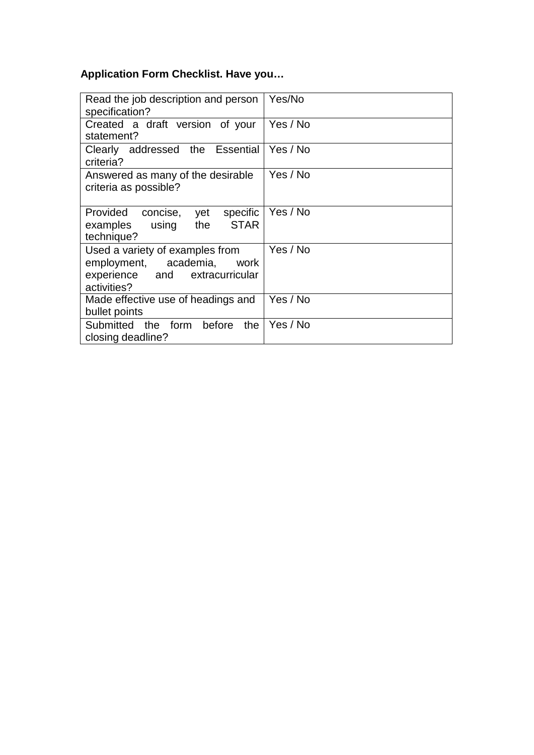**Application Form Checklist. Have you…**

| | |
|---|---|
| Read the job description and person specification? | Yes/No |
| Created a draft version of your statement? | Yes / No |
| Clearly addressed the Essential criteria? | Yes / No |
| Answered as many of the desirable criteria as possible? | Yes / No |
| Provided concise, yet specific examples using the STAR technique? | Yes / No |
| Used a variety of examples from employment, academia, work experience and extracurricular activities? | Yes / No |
| Made effective use of headings and bullet points | Yes / No |
| Submitted the form before the closing deadline? | Yes / No |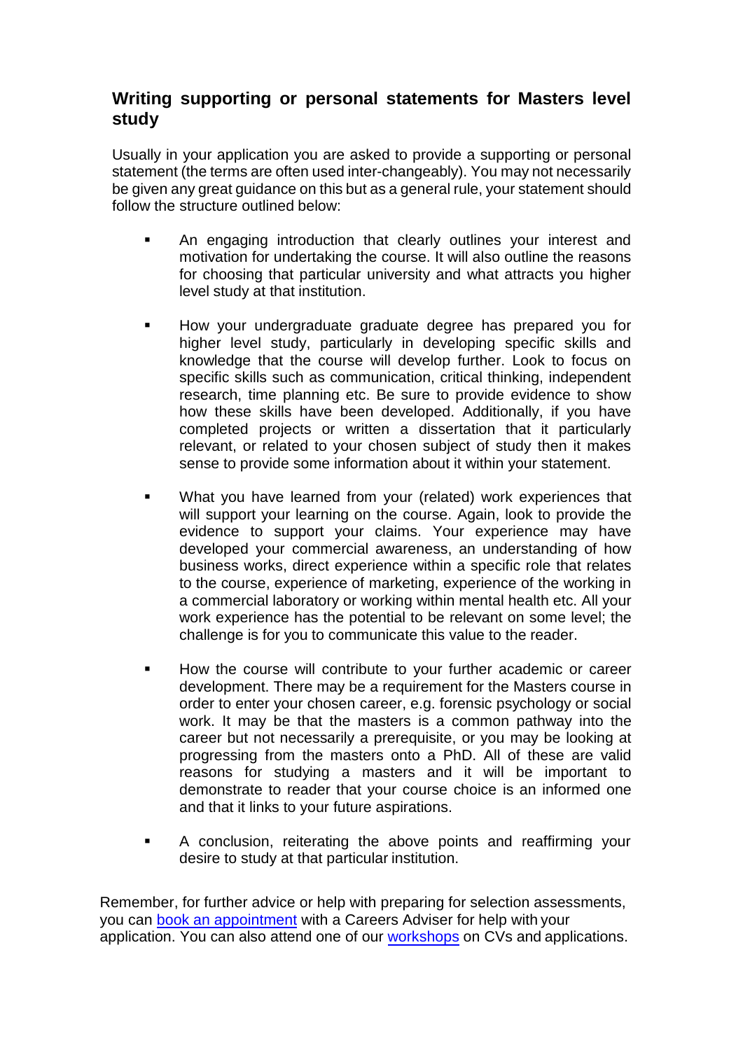## Writing supporting or personal statements for Masters level study

Usually in your application you are asked to provide a supporting or personal statement (the terms are often used inter-changeably). You may not necessarily be given any great guidance on this but as a general rule, your statement should follow the structure outlined below:

- An engaging introduction that clearly outlines your interest and motivation for undertaking the course. It will also outline the reasons for choosing that particular university and what attracts you higher level study at that institution.
- How your undergraduate graduate degree has prepared you for higher level study, particularly in developing specific skills and knowledge that the course will develop further. Look to focus on specific skills such as communication, critical thinking, independent research, time planning etc. Be sure to provide evidence to show how these skills have been developed. Additionally, if you have completed projects or written a dissertation that it particularly relevant, or related to your chosen subject of study then it makes sense to provide some information about it within your statement.
- What you have learned from your (related) work experiences that will support your learning on the course. Again, look to provide the evidence to support your claims. Your experience may have developed your commercial awareness, an understanding of how business works, direct experience within a specific role that relates to the course, experience of marketing, experience of the working in a commercial laboratory or working within mental health etc. All your work experience has the potential to be relevant on some level; the challenge is for you to communicate this value to the reader.
- How the course will contribute to your further academic or career development. There may be a requirement for the Masters course in order to enter your chosen career, e.g. forensic psychology or social work. It may be that the masters is a common pathway into the career but not necessarily a prerequisite, or you may be looking at progressing from the masters onto a PhD. All of these are valid reasons for studying a masters and it will be important to demonstrate to reader that your course choice is an informed one and that it links to your future aspirations.
- A conclusion, reiterating the above points and reaffirming your desire to study at that particular institution.

Remember, for further advice or help with preparing for selection assessments, you can book an appointment with a Careers Adviser for help with your application. You can also attend one of our workshops on CVs and applications.